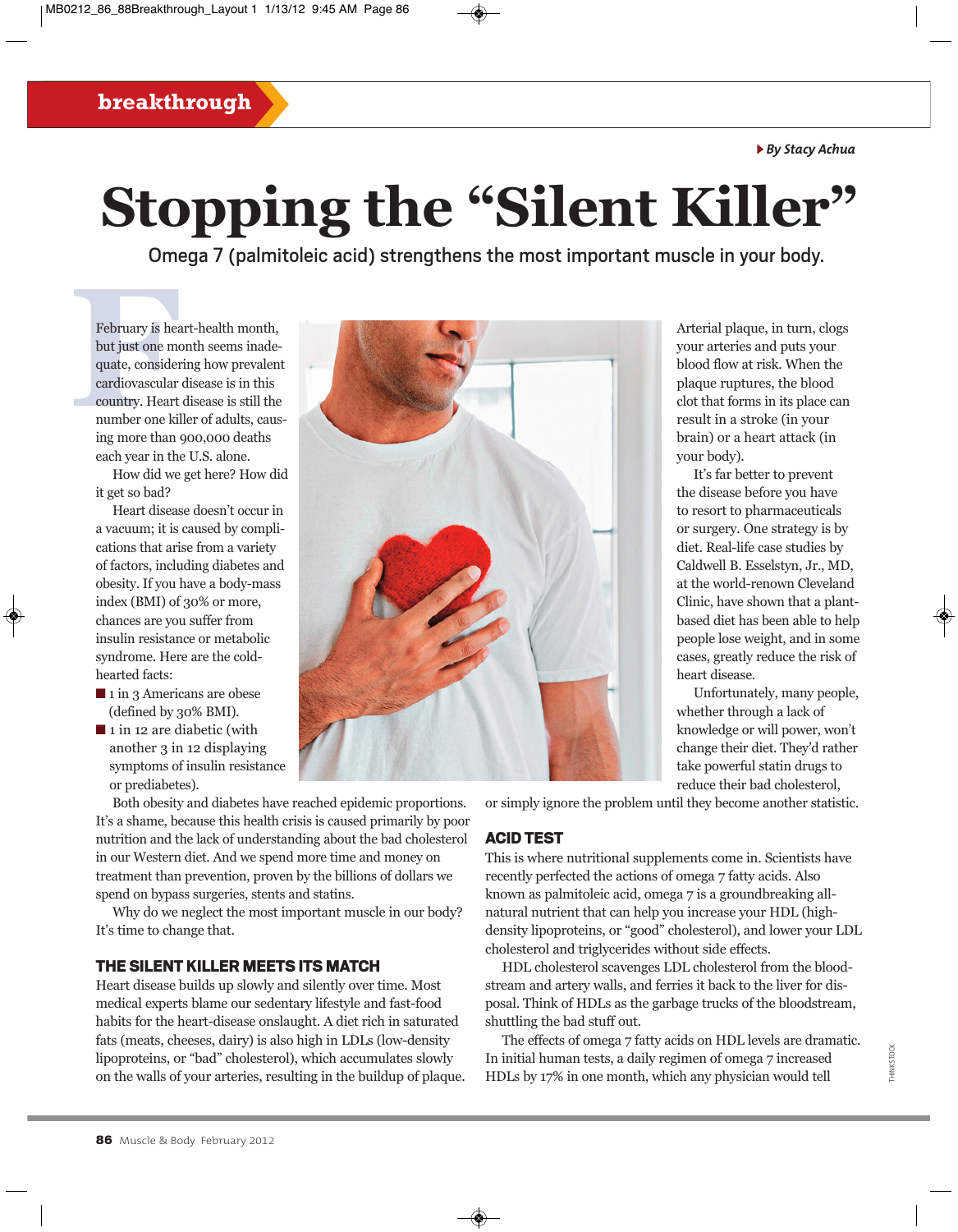breakthrough

By Stacy Achua

# Stopping the "Silent Killer"

Omega 7 (palmitoleic acid) strengthens the most important muscle in your body.

February is heart-health month, but just one month seems inadequate, considering how prevalent cardiovascular disease is in this country. Heart disease is still the number one killer of adults, causing more than 900,000 deaths each year in the U.S. alone.

How did we get here? How did it get so bad?

Heart disease doesn't occur in a vacuum; it is caused by complications that arise from a variety of factors, including diabetes and obesity. If you have a body-mass index (BMI) of 30% or more, chances are you suffer from insulin resistance or metabolic syndrome. Here are the cold-hearted facts:

- 1 in 3 Americans are obese (defined by 30% BMI).
- 1 in 12 are diabetic (with another 3 in 12 displaying symptoms of insulin resistance or prediabetes).

Both obesity and diabetes have reached epidemic proportions. It's a shame, because this health crisis is caused primarily by poor nutrition and the lack of understanding about the bad cholesterol in our Western diet. And we spend more time and money on treatment than prevention, proven by the billions of dollars we spend on bypass surgeries, stents and statins.

Why do we neglect the most important muscle in our body? It's time to change that.

## THE SILENT KILLER MEETS ITS MATCH

Heart disease builds up slowly and silently over time. Most medical experts blame our sedentary lifestyle and fast-food habits for the heart-disease onslaught. A diet rich in saturated fats (meats, cheeses, dairy) is also high in LDLs (low-density lipoproteins, or "bad" cholesterol), which accumulates slowly on the walls of your arteries, resulting in the buildup of plaque. Arterial plaque, in turn, clogs your arteries and puts your blood flow at risk. When the plaque ruptures, the blood clot that forms in its place can result in a stroke (in your brain) or a heart attack (in your body).

It's far better to prevent the disease before you have to resort to pharmaceuticals or surgery. One strategy is by diet. Real-life case studies by Caldwell B. Esselstyn, Jr., MD, at the world-renown Cleveland Clinic, have shown that a plant-based diet has been able to help people lose weight, and in some cases, greatly reduce the risk of heart disease.

Unfortunately, many people, whether through a lack of knowledge or will power, won't change their diet. They'd rather take powerful statin drugs to reduce their bad cholesterol, or simply ignore the problem until they become another statistic.

## ACID TEST

This is where nutritional supplements come in. Scientists have recently perfected the actions of omega 7 fatty acids. Also known as palmitoleic acid, omega 7 is a groundbreaking all-natural nutrient that can help you increase your HDL (high-density lipoproteins, or "good" cholesterol), and lower your LDL cholesterol and triglycerides without side effects.

HDL cholesterol scavenges LDL cholesterol from the bloodstream and artery walls, and ferries it back to the liver for disposal. Think of HDLs as the garbage trucks of the bloodstream, shuttling the bad stuff out.

The effects of omega 7 fatty acids on HDL levels are dramatic. In initial human tests, a daily regimen of omega 7 increased HDLs by 17% in one month, which any physician would tell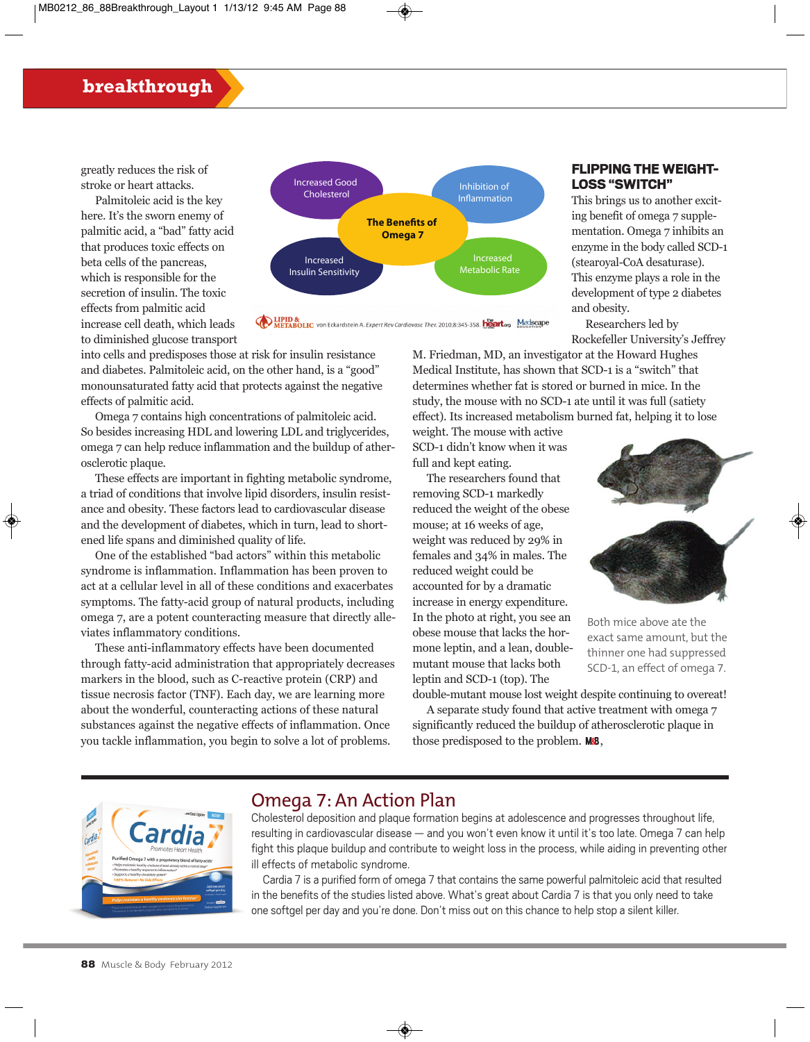greatly reduces the risk of stroke or heart attacks.

Palmitoleic acid is the key here. It's the sworn enemy of palmitic acid, a "bad" fatty acid that produces toxic effects on beta cells of the pancreas, which is responsible for the secretion of insulin. The toxic effects from palmitic acid increase cell death, which leads to diminished glucose transport into cells and predisposes those at risk for insulin resistance and diabetes. Palmitoleic acid, on the other hand, is a "good" monounsaturated fatty acid that protects against the negative effects of palmitic acid.

Omega 7 contains high concentrations of palmitoleic acid. So besides increasing HDL and lowering LDL and triglycerides, omega 7 can help reduce inflammation and the buildup of atherosclerotic plaque.

These effects are important in fighting metabolic syndrome, a triad of conditions that involve lipid disorders, insulin resistance and obesity. These factors lead to cardiovascular disease and the development of diabetes, which in turn, lead to shortened life spans and diminished quality of life.

One of the established "bad actors" within this metabolic syndrome is inflammation. Inflammation has been proven to act at a cellular level in all of these conditions and exacerbates symptoms. The fatty-acid group of natural products, including omega 7, are a potent counteracting measure that directly alleviates inflammatory conditions.

These anti-inflammatory effects have been documented through fatty-acid administration that appropriately decreases markers in the blood, such as C-reactive protein (CRP) and tissue necrosis factor (TNF). Each day, we are learning more about the wonderful, counteracting actions of these natural substances against the negative effects of inflammation. Once you tackle inflammation, you begin to solve a lot of problems.

The Benefits of Omega 7

Increased Good Cholesterol

Inhibition of Inflammation

Increased Insulin Sensitivity

Increased Metabolic Rate

LIPID & METABOLIC von Eckardstein A. *Expert Rev Cardiovasc Ther.* 2010;8:345-358 theheart.org Medscape EDUCATION

## FLIPPING THE WEIGHT-LOSS "SWITCH"

This brings us to another exciting benefit of omega 7 supplementation. Omega 7 inhibits an enzyme in the body called SCD-1 (stearoyal-CoA desaturase). This enzyme plays a role in the development of type 2 diabetes and obesity.

Researchers led by Rockefeller University's Jeffrey M. Friedman, MD, an investigator at the Howard Hughes Medical Institute, has shown that SCD-1 is a "switch" that determines whether fat is stored or burned in mice. In the study, the mouse with no SCD-1 ate until it was full (satiety effect). Its increased metabolism burned fat, helping it to lose weight. The mouse with active SCD-1 didn't know when it was full and kept eating.

The researchers found that removing SCD-1 markedly reduced the weight of the obese mouse; at 16 weeks of age, weight was reduced by 29% in females and 34% in males. The reduced weight could be accounted for by a dramatic increase in energy expenditure. In the photo at right, you see an obese mouse that lacks the hormone leptin, and a lean, double-mutant mouse that lacks both leptin and SCD-1 (top). The double-mutant mouse lost weight despite continuing to overeat!

Both mice above ate the exact same amount, but the thinner one had suppressed SCD-1, an effect of omega 7.

A separate study found that active treatment with omega 7 significantly reduced the buildup of atherosclerotic plaque in those predisposed to the problem. M&B

## Omega 7: An Action Plan

Cholesterol deposition and plaque formation begins at adolescence and progresses throughout life, resulting in cardiovascular disease — and you won't even know it until it's too late. Omega 7 can help fight this plaque buildup and contribute to weight loss in the process, while aiding in preventing other ill effects of metabolic syndrome.

Cardia 7 is a purified form of omega 7 that contains the same powerful palmitoleic acid that resulted in the benefits of the studies listed above. What's great about Cardia 7 is that you only need to take one softgel per day and you're done. Don't miss out on this chance to help stop a silent killer.